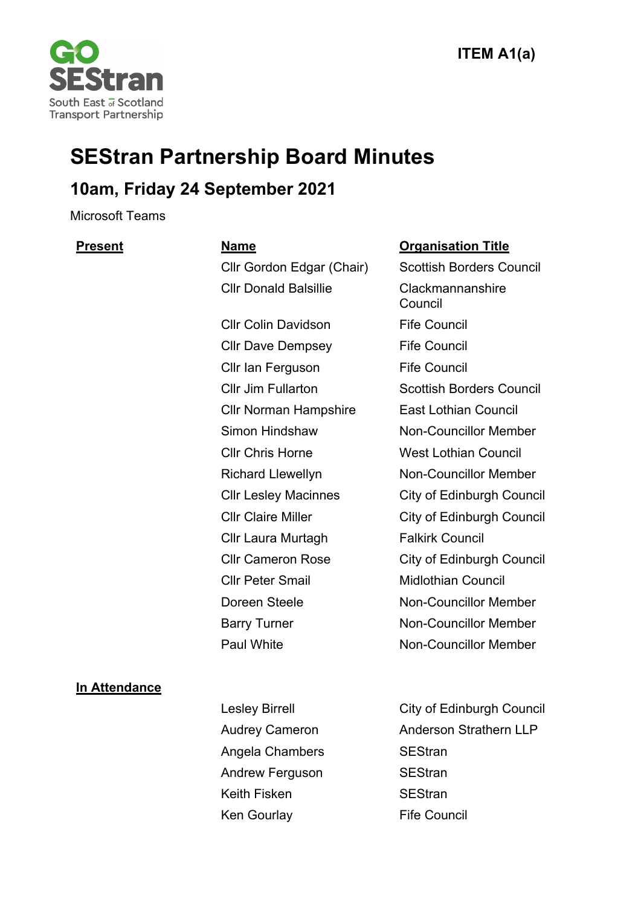ITEM A1(a)

# SEStran Partnership Board Minutes

## 10am, Friday 24 September 2021

Microsoft Teams

| Present | Name | Organisation Title |
|---|---|---|
| | Cllr Gordon Edgar (Chair) | Scottish Borders Council |
| | Cllr Donald Balsillie | Clackmannanshire Council |
| | Cllr Colin Davidson | Fife Council |
| | Cllr Dave Dempsey | Fife Council |
| | Cllr Ian Ferguson | Fife Council |
| | Cllr Jim Fullarton | Scottish Borders Council |
| | Cllr Norman Hampshire | East Lothian Council |
| | Simon Hindshaw | Non-Councillor Member |
| | Cllr Chris Horne | West Lothian Council |
| | Richard Llewellyn | Non-Councillor Member |
| | Cllr Lesley Macinnes | City of Edinburgh Council |
| | Cllr Claire Miller | City of Edinburgh Council |
| | Cllr Laura Murtagh | Falkirk Council |
| | Cllr Cameron Rose | City of Edinburgh Council |
| | Cllr Peter Smail | Midlothian Council |
| | Doreen Steele | Non-Councillor Member |
| | Barry Turner | Non-Councillor Member |
| | Paul White | Non-Councillor Member |

| In Attendance | | |
|---|---|---|
| | Lesley Birrell | City of Edinburgh Council |
| | Audrey Cameron | Anderson Strathern LLP |
| | Angela Chambers | SEStran |
| | Andrew Ferguson | SEStran |
| | Keith Fisken | SEStran |
| | Ken Gourlay | Fife Council |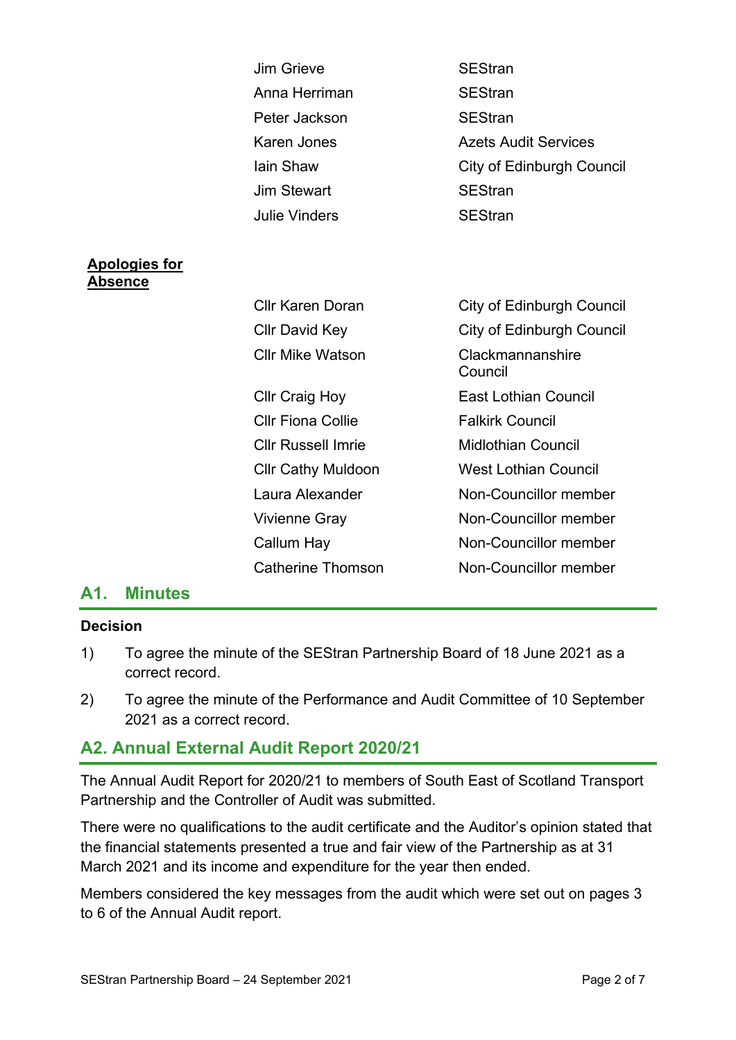| | |
|---|---|
| Jim Grieve | SEStran |
| Anna Herriman | SEStran |
| Peter Jackson | SEStran |
| Karen Jones | Azets Audit Services |
| Iain Shaw | City of Edinburgh Council |
| Jim Stewart | SEStran |
| Julie Vinders | SEStran |

**Apologies for Absence**

| | |
|---|---|
| Cllr Karen Doran | City of Edinburgh Council |
| Cllr David Key | City of Edinburgh Council |
| Cllr Mike Watson | Clackmannanshire Council |
| Cllr Craig Hoy | East Lothian Council |
| Cllr Fiona Collie | Falkirk Council |
| Cllr Russell Imrie | Midlothian Council |
| Cllr Cathy Muldoon | West Lothian Council |
| Laura Alexander | Non-Councillor member |
| Vivienne Gray | Non-Councillor member |
| Callum Hay | Non-Councillor member |
| Catherine Thomson | Non-Councillor member |

## A1. Minutes

**Decision**

1) To agree the minute of the SEStran Partnership Board of 18 June 2021 as a correct record.

2) To agree the minute of the Performance and Audit Committee of 10 September 2021 as a correct record.

## A2. Annual External Audit Report 2020/21

The Annual Audit Report for 2020/21 to members of South East of Scotland Transport Partnership and the Controller of Audit was submitted.

There were no qualifications to the audit certificate and the Auditor's opinion stated that the financial statements presented a true and fair view of the Partnership as at 31 March 2021 and its income and expenditure for the year then ended.

Members considered the key messages from the audit which were set out on pages 3 to 6 of the Annual Audit report.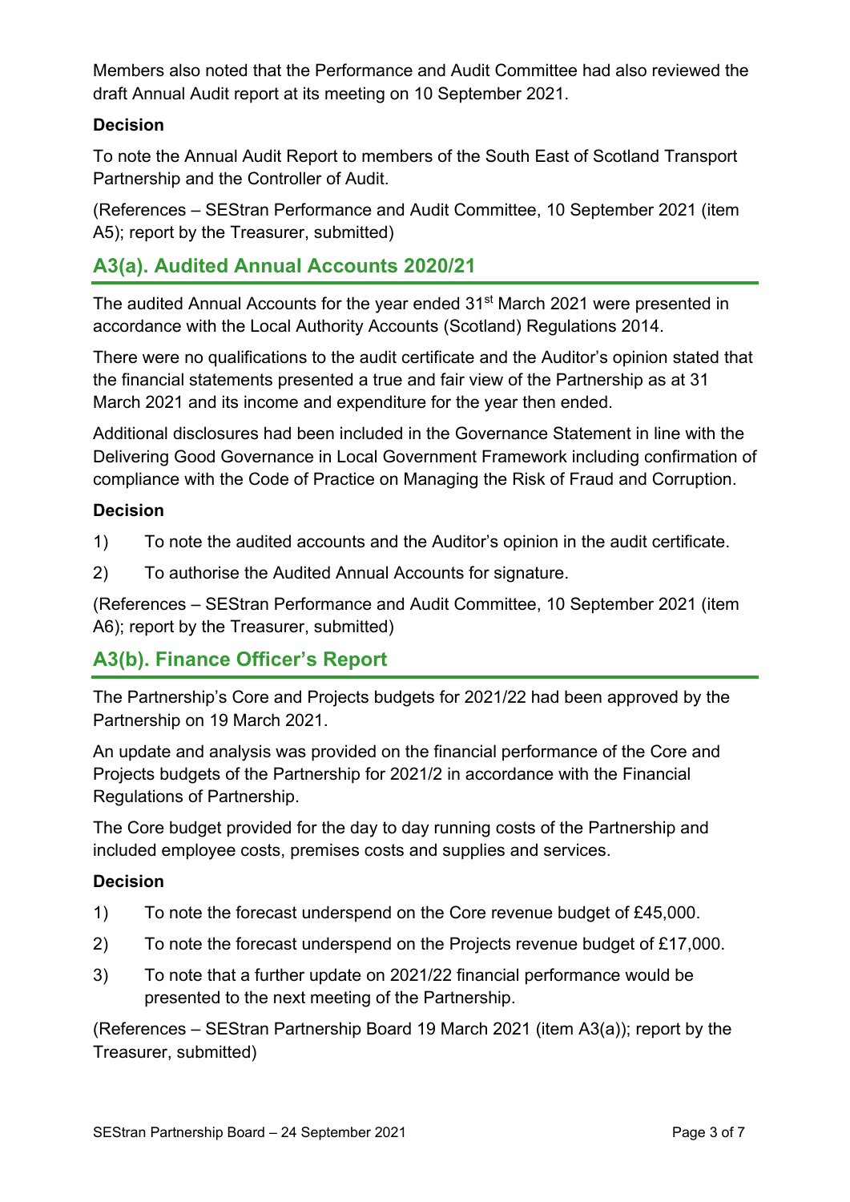Members also noted that the Performance and Audit Committee had also reviewed the draft Annual Audit report at its meeting on 10 September 2021.

**Decision**

To note the Annual Audit Report to members of the South East of Scotland Transport Partnership and the Controller of Audit.

(References – SEStran Performance and Audit Committee, 10 September 2021 (item A5); report by the Treasurer, submitted)

## A3(a). Audited Annual Accounts 2020/21

The audited Annual Accounts for the year ended 31st March 2021 were presented in accordance with the Local Authority Accounts (Scotland) Regulations 2014.

There were no qualifications to the audit certificate and the Auditor's opinion stated that the financial statements presented a true and fair view of the Partnership as at 31 March 2021 and its income and expenditure for the year then ended.

Additional disclosures had been included in the Governance Statement in line with the Delivering Good Governance in Local Government Framework including confirmation of compliance with the Code of Practice on Managing the Risk of Fraud and Corruption.

**Decision**

1) To note the audited accounts and the Auditor's opinion in the audit certificate.

2) To authorise the Audited Annual Accounts for signature.

(References – SEStran Performance and Audit Committee, 10 September 2021 (item A6); report by the Treasurer, submitted)

## A3(b). Finance Officer's Report

The Partnership's Core and Projects budgets for 2021/22 had been approved by the Partnership on 19 March 2021.

An update and analysis was provided on the financial performance of the Core and Projects budgets of the Partnership for 2021/2 in accordance with the Financial Regulations of Partnership.

The Core budget provided for the day to day running costs of the Partnership and included employee costs, premises costs and supplies and services.

**Decision**

1) To note the forecast underspend on the Core revenue budget of £45,000.

2) To note the forecast underspend on the Projects revenue budget of £17,000.

3) To note that a further update on 2021/22 financial performance would be presented to the next meeting of the Partnership.

(References – SEStran Partnership Board 19 March 2021 (item A3(a)); report by the Treasurer, submitted)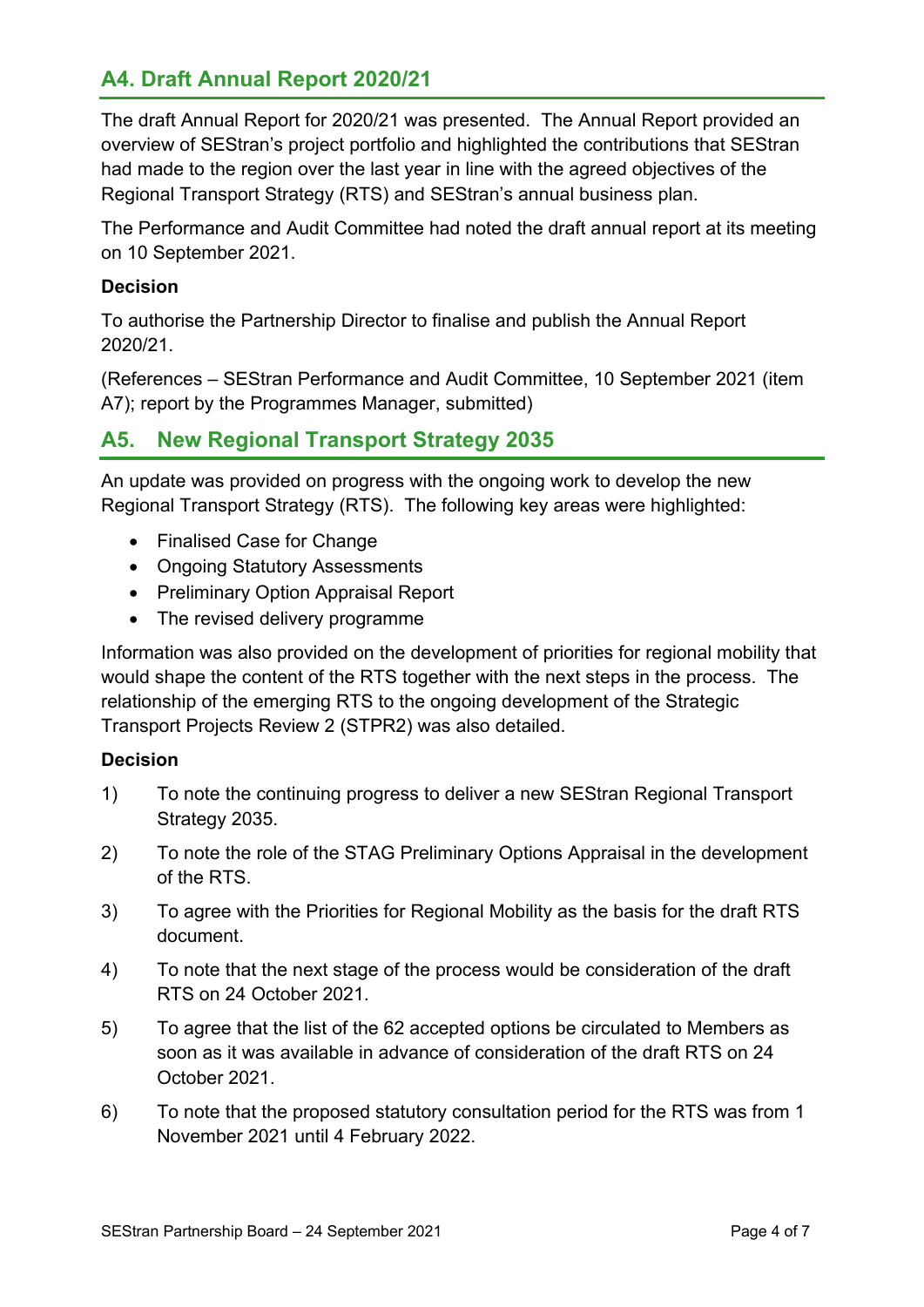## A4. Draft Annual Report 2020/21

The draft Annual Report for 2020/21 was presented. The Annual Report provided an overview of SEStran's project portfolio and highlighted the contributions that SEStran had made to the region over the last year in line with the agreed objectives of the Regional Transport Strategy (RTS) and SEStran's annual business plan.

The Performance and Audit Committee had noted the draft annual report at its meeting on 10 September 2021.

**Decision**

To authorise the Partnership Director to finalise and publish the Annual Report 2020/21.

(References – SEStran Performance and Audit Committee, 10 September 2021 (item A7); report by the Programmes Manager, submitted)

## A5. New Regional Transport Strategy 2035

An update was provided on progress with the ongoing work to develop the new Regional Transport Strategy (RTS). The following key areas were highlighted:

- Finalised Case for Change
- Ongoing Statutory Assessments
- Preliminary Option Appraisal Report
- The revised delivery programme

Information was also provided on the development of priorities for regional mobility that would shape the content of the RTS together with the next steps in the process. The relationship of the emerging RTS to the ongoing development of the Strategic Transport Projects Review 2 (STPR2) was also detailed.

**Decision**

1) To note the continuing progress to deliver a new SEStran Regional Transport Strategy 2035.

2) To note the role of the STAG Preliminary Options Appraisal in the development of the RTS.

3) To agree with the Priorities for Regional Mobility as the basis for the draft RTS document.

4) To note that the next stage of the process would be consideration of the draft RTS on 24 October 2021.

5) To agree that the list of the 62 accepted options be circulated to Members as soon as it was available in advance of consideration of the draft RTS on 24 October 2021.

6) To note that the proposed statutory consultation period for the RTS was from 1 November 2021 until 4 February 2022.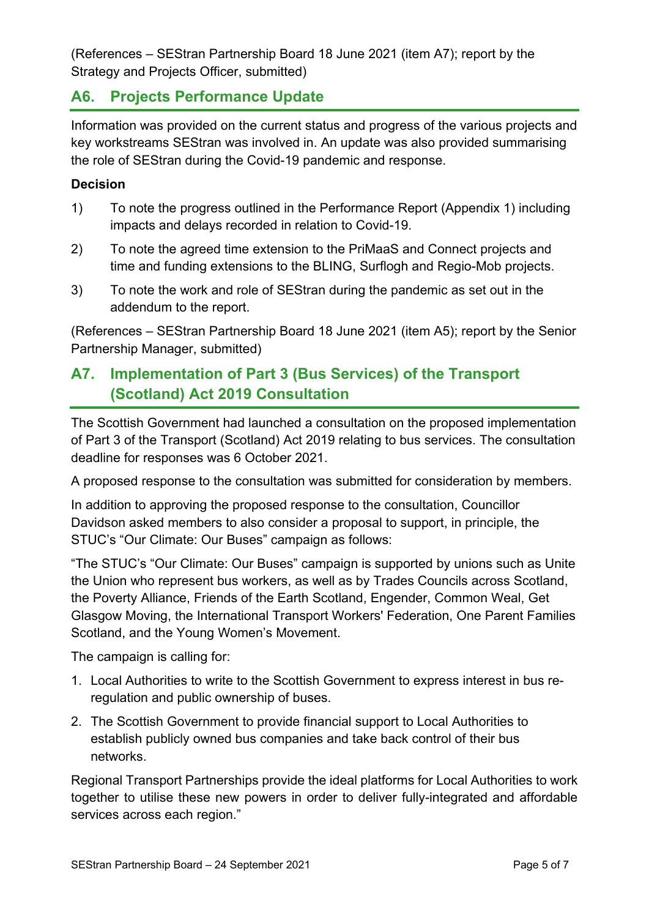(References – SEStran Partnership Board 18 June 2021 (item A7); report by the Strategy and Projects Officer, submitted)

## A6. Projects Performance Update

Information was provided on the current status and progress of the various projects and key workstreams SEStran was involved in. An update was also provided summarising the role of SEStran during the Covid-19 pandemic and response.

**Decision**

1) To note the progress outlined in the Performance Report (Appendix 1) including impacts and delays recorded in relation to Covid-19.

2) To note the agreed time extension to the PriMaaS and Connect projects and time and funding extensions to the BLING, Surflogh and Regio-Mob projects.

3) To note the work and role of SEStran during the pandemic as set out in the addendum to the report.

(References – SEStran Partnership Board 18 June 2021 (item A5); report by the Senior Partnership Manager, submitted)

## A7. Implementation of Part 3 (Bus Services) of the Transport (Scotland) Act 2019 Consultation

The Scottish Government had launched a consultation on the proposed implementation of Part 3 of the Transport (Scotland) Act 2019 relating to bus services. The consultation deadline for responses was 6 October 2021.

A proposed response to the consultation was submitted for consideration by members.

In addition to approving the proposed response to the consultation, Councillor Davidson asked members to also consider a proposal to support, in principle, the STUC's "Our Climate: Our Buses" campaign as follows:

"The STUC's "Our Climate: Our Buses" campaign is supported by unions such as Unite the Union who represent bus workers, as well as by Trades Councils across Scotland, the Poverty Alliance, Friends of the Earth Scotland, Engender, Common Weal, Get Glasgow Moving, the International Transport Workers' Federation, One Parent Families Scotland, and the Young Women's Movement.

The campaign is calling for:

1. Local Authorities to write to the Scottish Government to express interest in bus re-regulation and public ownership of buses.
2. The Scottish Government to provide financial support to Local Authorities to establish publicly owned bus companies and take back control of their bus networks.

Regional Transport Partnerships provide the ideal platforms for Local Authorities to work together to utilise these new powers in order to deliver fully-integrated and affordable services across each region."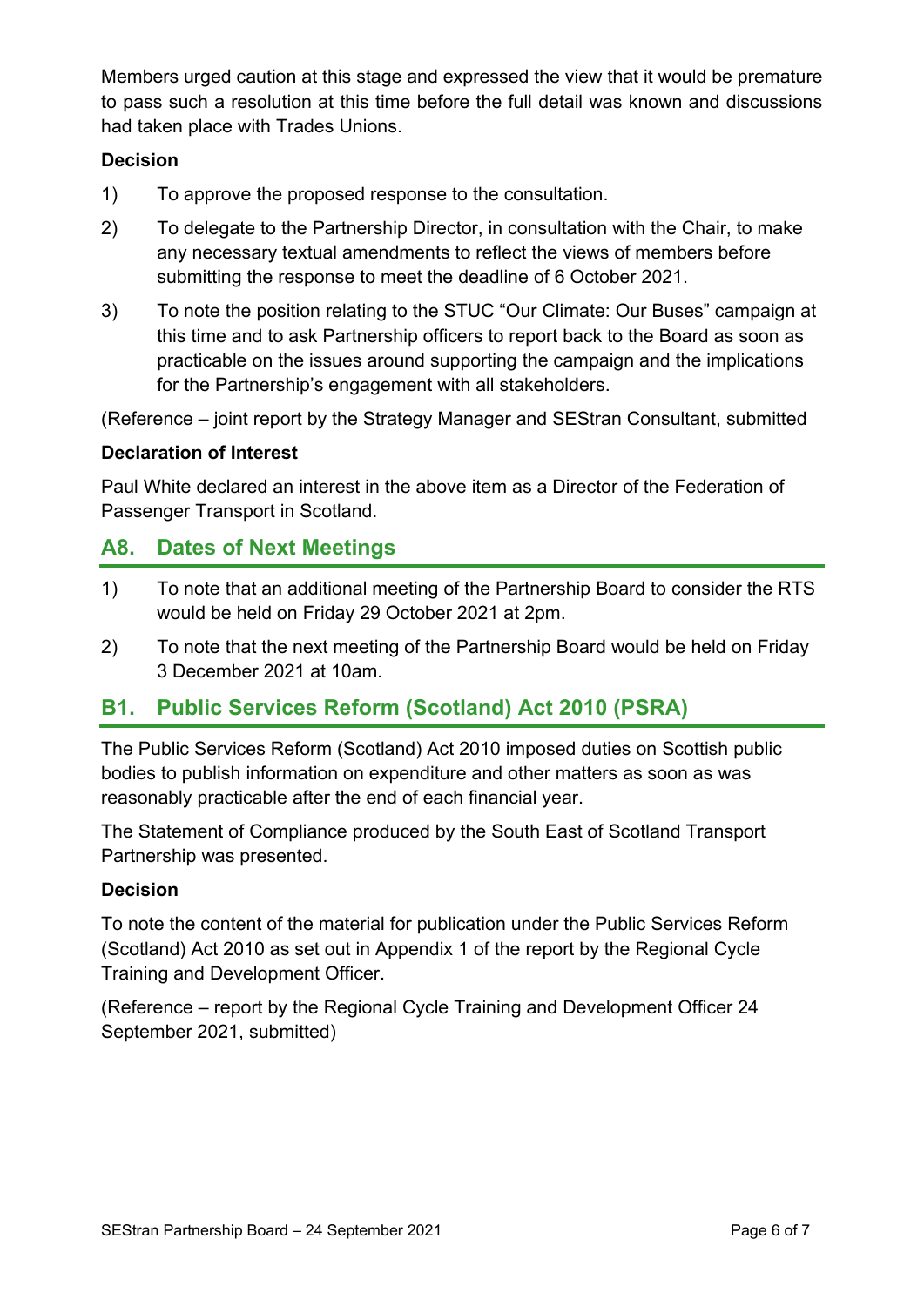Members urged caution at this stage and expressed the view that it would be premature to pass such a resolution at this time before the full detail was known and discussions had taken place with Trades Unions.

**Decision**

1) To approve the proposed response to the consultation.

2) To delegate to the Partnership Director, in consultation with the Chair, to make any necessary textual amendments to reflect the views of members before submitting the response to meet the deadline of 6 October 2021.

3) To note the position relating to the STUC "Our Climate: Our Buses" campaign at this time and to ask Partnership officers to report back to the Board as soon as practicable on the issues around supporting the campaign and the implications for the Partnership's engagement with all stakeholders.

(Reference – joint report by the Strategy Manager and SEStran Consultant, submitted

**Declaration of Interest**

Paul White declared an interest in the above item as a Director of the Federation of Passenger Transport in Scotland.

## A8. Dates of Next Meetings

1) To note that an additional meeting of the Partnership Board to consider the RTS would be held on Friday 29 October 2021 at 2pm.

2) To note that the next meeting of the Partnership Board would be held on Friday 3 December 2021 at 10am.

## B1. Public Services Reform (Scotland) Act 2010 (PSRA)

The Public Services Reform (Scotland) Act 2010 imposed duties on Scottish public bodies to publish information on expenditure and other matters as soon as was reasonably practicable after the end of each financial year.

The Statement of Compliance produced by the South East of Scotland Transport Partnership was presented.

**Decision**

To note the content of the material for publication under the Public Services Reform (Scotland) Act 2010 as set out in Appendix 1 of the report by the Regional Cycle Training and Development Officer.

(Reference – report by the Regional Cycle Training and Development Officer 24 September 2021, submitted)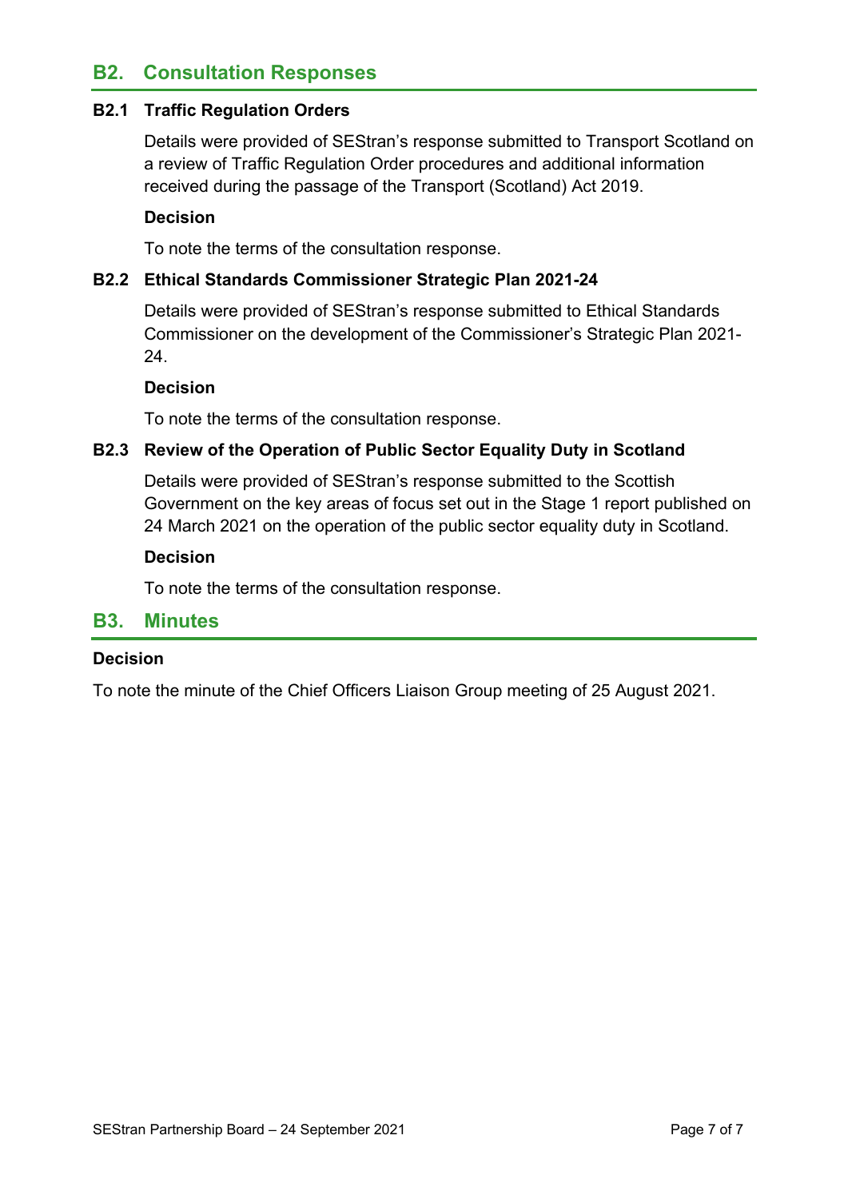## B2. Consultation Responses

### B2.1 Traffic Regulation Orders

Details were provided of SEStran's response submitted to Transport Scotland on a review of Traffic Regulation Order procedures and additional information received during the passage of the Transport (Scotland) Act 2019.

**Decision**

To note the terms of the consultation response.

### B2.2 Ethical Standards Commissioner Strategic Plan 2021-24

Details were provided of SEStran's response submitted to Ethical Standards Commissioner on the development of the Commissioner's Strategic Plan 2021-24.

**Decision**

To note the terms of the consultation response.

### B2.3 Review of the Operation of Public Sector Equality Duty in Scotland

Details were provided of SEStran's response submitted to the Scottish Government on the key areas of focus set out in the Stage 1 report published on 24 March 2021 on the operation of the public sector equality duty in Scotland.

**Decision**

To note the terms of the consultation response.

## B3. Minutes

**Decision**

To note the minute of the Chief Officers Liaison Group meeting of 25 August 2021.